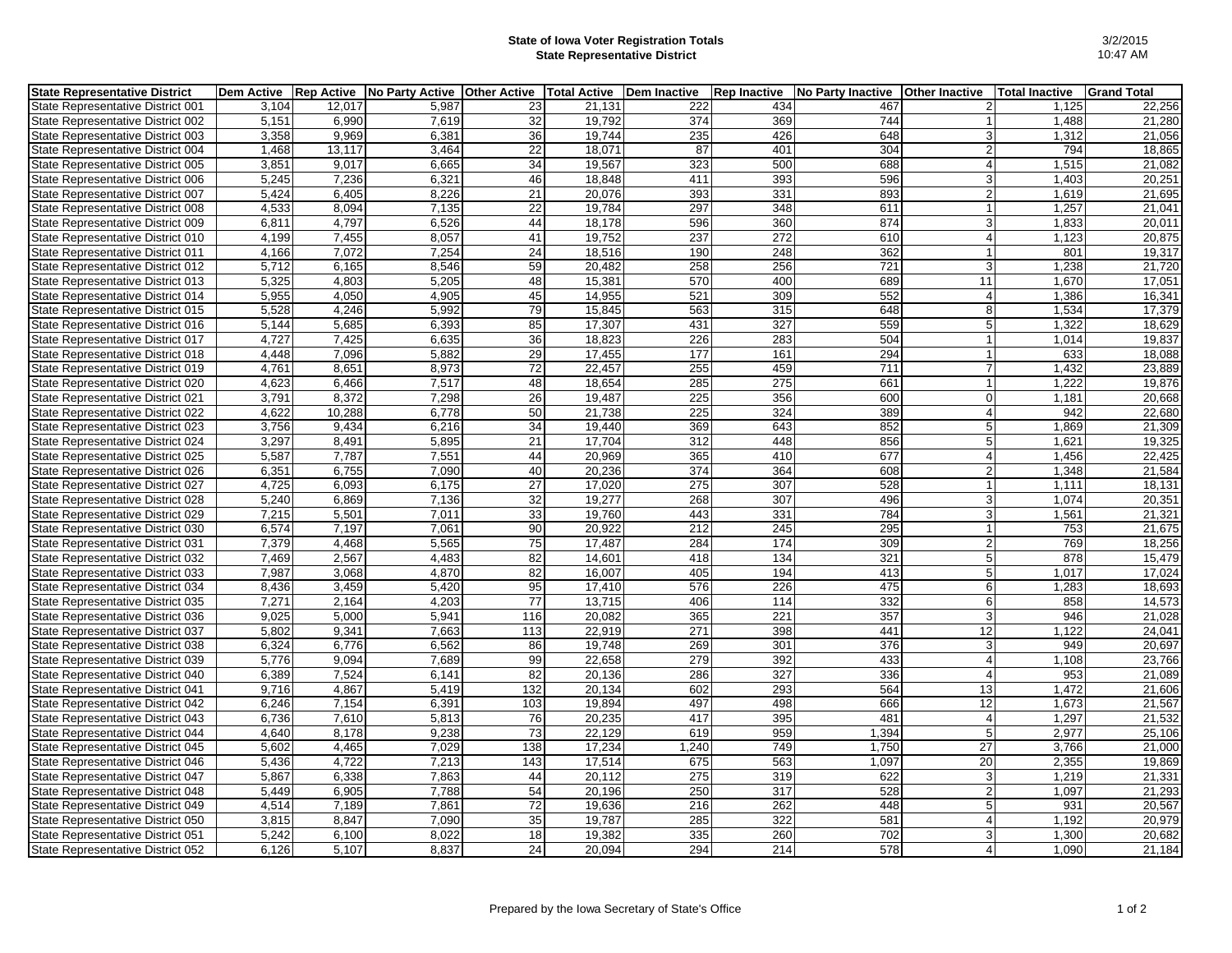# State of Iowa Voter Registration Totals
## State Representative District

3/2/2015
10:47 AM

| State Representative District | Dem Active | Rep Active | No Party Active | Other Active | Total Active | Dem Inactive | Rep Inactive | No Party Inactive | Other Inactive | Total Inactive | Grand Total |
|---|---|---|---|---|---|---|---|---|---|---|---|
| State Representative District 001 | 3,104 | 12,017 | 5,987 | 23 | 21,131 | 222 | 434 | 467 | 2 | 1,125 | 22,256 |
| State Representative District 002 | 5,151 | 6,990 | 7,619 | 32 | 19,792 | 374 | 369 | 744 | 1 | 1,488 | 21,280 |
| State Representative District 003 | 3,358 | 9,969 | 6,381 | 36 | 19,744 | 235 | 426 | 648 | 3 | 1,312 | 21,056 |
| State Representative District 004 | 1,468 | 13,117 | 3,464 | 22 | 18,071 | 87 | 401 | 304 | 2 | 794 | 18,865 |
| State Representative District 005 | 3,851 | 9,017 | 6,665 | 34 | 19,567 | 323 | 500 | 688 | 4 | 1,515 | 21,082 |
| State Representative District 006 | 5,245 | 7,236 | 6,321 | 46 | 18,848 | 411 | 393 | 596 | 3 | 1,403 | 20,251 |
| State Representative District 007 | 5,424 | 6,405 | 8,226 | 21 | 20,076 | 393 | 331 | 893 | 2 | 1,619 | 21,695 |
| State Representative District 008 | 4,533 | 8,094 | 7,135 | 22 | 19,784 | 297 | 348 | 611 | 1 | 1,257 | 21,041 |
| State Representative District 009 | 6,811 | 4,797 | 6,526 | 44 | 18,178 | 596 | 360 | 874 | 3 | 1,833 | 20,011 |
| State Representative District 010 | 4,199 | 7,455 | 8,057 | 41 | 19,752 | 237 | 272 | 610 | 4 | 1,123 | 20,875 |
| State Representative District 011 | 4,166 | 7,072 | 7,254 | 24 | 18,516 | 190 | 248 | 362 | 1 | 801 | 19,317 |
| State Representative District 012 | 5,712 | 6,165 | 8,546 | 59 | 20,482 | 258 | 256 | 721 | 3 | 1,238 | 21,720 |
| State Representative District 013 | 5,325 | 4,803 | 5,205 | 48 | 15,381 | 570 | 400 | 689 | 11 | 1,670 | 17,051 |
| State Representative District 014 | 5,955 | 4,050 | 4,905 | 45 | 14,955 | 521 | 309 | 552 | 4 | 1,386 | 16,341 |
| State Representative District 015 | 5,528 | 4,246 | 5,992 | 79 | 15,845 | 563 | 315 | 648 | 8 | 1,534 | 17,379 |
| State Representative District 016 | 5,144 | 5,685 | 6,393 | 85 | 17,307 | 431 | 327 | 559 | 5 | 1,322 | 18,629 |
| State Representative District 017 | 4,727 | 7,425 | 6,635 | 36 | 18,823 | 226 | 283 | 504 | 1 | 1,014 | 19,837 |
| State Representative District 018 | 4,448 | 7,096 | 5,882 | 29 | 17,455 | 177 | 161 | 294 | 1 | 633 | 18,088 |
| State Representative District 019 | 4,761 | 8,651 | 8,973 | 72 | 22,457 | 255 | 459 | 711 | 7 | 1,432 | 23,889 |
| State Representative District 020 | 4,623 | 6,466 | 7,517 | 48 | 18,654 | 285 | 275 | 661 | 1 | 1,222 | 19,876 |
| State Representative District 021 | 3,791 | 8,372 | 7,298 | 26 | 19,487 | 225 | 356 | 600 | 0 | 1,181 | 20,668 |
| State Representative District 022 | 4,622 | 10,288 | 6,778 | 50 | 21,738 | 225 | 324 | 389 | 4 | 942 | 22,680 |
| State Representative District 023 | 3,756 | 9,434 | 6,216 | 34 | 19,440 | 369 | 643 | 852 | 5 | 1,869 | 21,309 |
| State Representative District 024 | 3,297 | 8,491 | 5,895 | 21 | 17,704 | 312 | 448 | 856 | 5 | 1,621 | 19,325 |
| State Representative District 025 | 5,587 | 7,787 | 7,551 | 44 | 20,969 | 365 | 410 | 677 | 4 | 1,456 | 22,425 |
| State Representative District 026 | 6,351 | 6,755 | 7,090 | 40 | 20,236 | 374 | 364 | 608 | 2 | 1,348 | 21,584 |
| State Representative District 027 | 4,725 | 6,093 | 6,175 | 27 | 17,020 | 275 | 307 | 528 | 1 | 1,111 | 18,131 |
| State Representative District 028 | 5,240 | 6,869 | 7,136 | 32 | 19,277 | 268 | 307 | 496 | 3 | 1,074 | 20,351 |
| State Representative District 029 | 7,215 | 5,501 | 7,011 | 33 | 19,760 | 443 | 331 | 784 | 3 | 1,561 | 21,321 |
| State Representative District 030 | 6,574 | 7,197 | 7,061 | 90 | 20,922 | 212 | 245 | 295 | 1 | 753 | 21,675 |
| State Representative District 031 | 7,379 | 4,468 | 5,565 | 75 | 17,487 | 284 | 174 | 309 | 2 | 769 | 18,256 |
| State Representative District 032 | 7,469 | 2,567 | 4,483 | 82 | 14,601 | 418 | 134 | 321 | 5 | 878 | 15,479 |
| State Representative District 033 | 7,987 | 3,068 | 4,870 | 82 | 16,007 | 405 | 194 | 413 | 5 | 1,017 | 17,024 |
| State Representative District 034 | 8,436 | 3,459 | 5,420 | 95 | 17,410 | 576 | 226 | 475 | 6 | 1,283 | 18,693 |
| State Representative District 035 | 7,271 | 2,164 | 4,203 | 77 | 13,715 | 406 | 114 | 332 | 6 | 858 | 14,573 |
| State Representative District 036 | 9,025 | 5,000 | 5,941 | 116 | 20,082 | 365 | 221 | 357 | 3 | 946 | 21,028 |
| State Representative District 037 | 5,802 | 9,341 | 7,663 | 113 | 22,919 | 271 | 398 | 441 | 12 | 1,122 | 24,041 |
| State Representative District 038 | 6,324 | 6,776 | 6,562 | 86 | 19,748 | 269 | 301 | 376 | 3 | 949 | 20,697 |
| State Representative District 039 | 5,776 | 9,094 | 7,689 | 99 | 22,658 | 279 | 392 | 433 | 4 | 1,108 | 23,766 |
| State Representative District 040 | 6,389 | 7,524 | 6,141 | 82 | 20,136 | 286 | 327 | 336 | 4 | 953 | 21,089 |
| State Representative District 041 | 9,716 | 4,867 | 5,419 | 132 | 20,134 | 602 | 293 | 564 | 13 | 1,472 | 21,606 |
| State Representative District 042 | 6,246 | 7,154 | 6,391 | 103 | 19,894 | 497 | 498 | 666 | 12 | 1,673 | 21,567 |
| State Representative District 043 | 6,736 | 7,610 | 5,813 | 76 | 20,235 | 417 | 395 | 481 | 4 | 1,297 | 21,532 |
| State Representative District 044 | 4,640 | 8,178 | 9,238 | 73 | 22,129 | 619 | 959 | 1,394 | 5 | 2,977 | 25,106 |
| State Representative District 045 | 5,602 | 4,465 | 7,029 | 138 | 17,234 | 1,240 | 749 | 1,750 | 27 | 3,766 | 21,000 |
| State Representative District 046 | 5,436 | 4,722 | 7,213 | 143 | 17,514 | 675 | 563 | 1,097 | 20 | 2,355 | 19,869 |
| State Representative District 047 | 5,867 | 6,338 | 7,863 | 44 | 20,112 | 275 | 319 | 622 | 3 | 1,219 | 21,331 |
| State Representative District 048 | 5,449 | 6,905 | 7,788 | 54 | 20,196 | 250 | 317 | 528 | 2 | 1,097 | 21,293 |
| State Representative District 049 | 4,514 | 7,189 | 7,861 | 72 | 19,636 | 216 | 262 | 448 | 5 | 931 | 20,567 |
| State Representative District 050 | 3,815 | 8,847 | 7,090 | 35 | 19,787 | 285 | 322 | 581 | 4 | 1,192 | 20,979 |
| State Representative District 051 | 5,242 | 6,100 | 8,022 | 18 | 19,382 | 335 | 260 | 702 | 3 | 1,300 | 20,682 |
| State Representative District 052 | 6,126 | 5,107 | 8,837 | 24 | 20,094 | 294 | 214 | 578 | 4 | 1,090 | 21,184 |

Prepared by the Iowa Secretary of State's Office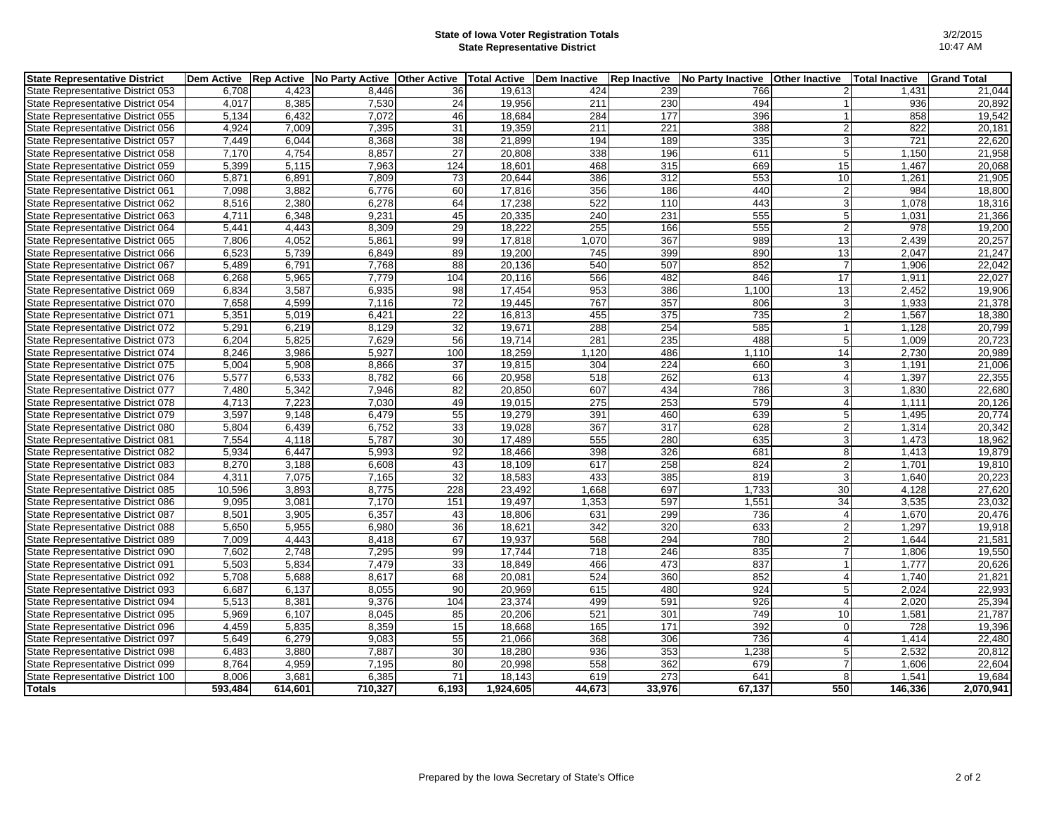**State of Iowa Voter Registration Totals**
**State Representative District**

3/2/2015
10:47 AM

| State Representative District | Dem Active | Rep Active | No Party Active | Other Active | Total Active | Dem Inactive | Rep Inactive | No Party Inactive | Other Inactive | Total Inactive | Grand Total |
|---|---|---|---|---|---|---|---|---|---|---|---|
| State Representative District 053 | 6,708 | 4,423 | 8,446 | 36 | 19,613 | 424 | 239 | 766 | 2 | 1,431 | 21,044 |
| State Representative District 054 | 4,017 | 8,385 | 7,530 | 24 | 19,956 | 211 | 230 | 494 | 1 | 936 | 20,892 |
| State Representative District 055 | 5,134 | 6,432 | 7,072 | 46 | 18,684 | 284 | 177 | 396 | 1 | 858 | 19,542 |
| State Representative District 056 | 4,924 | 7,009 | 7,395 | 31 | 19,359 | 211 | 221 | 388 | 2 | 822 | 20,181 |
| State Representative District 057 | 7,449 | 6,044 | 8,368 | 38 | 21,899 | 194 | 189 | 335 | 3 | 721 | 22,620 |
| State Representative District 058 | 7,170 | 4,754 | 8,857 | 27 | 20,808 | 338 | 196 | 611 | 5 | 1,150 | 21,958 |
| State Representative District 059 | 5,399 | 5,115 | 7,963 | 124 | 18,601 | 468 | 315 | 669 | 15 | 1,467 | 20,068 |
| State Representative District 060 | 5,871 | 6,891 | 7,809 | 73 | 20,644 | 386 | 312 | 553 | 10 | 1,261 | 21,905 |
| State Representative District 061 | 7,098 | 3,882 | 6,776 | 60 | 17,816 | 356 | 186 | 440 | 2 | 984 | 18,800 |
| State Representative District 062 | 8,516 | 2,380 | 6,278 | 64 | 17,238 | 522 | 110 | 443 | 3 | 1,078 | 18,316 |
| State Representative District 063 | 4,711 | 6,348 | 9,231 | 45 | 20,335 | 240 | 231 | 555 | 5 | 1,031 | 21,366 |
| State Representative District 064 | 5,441 | 4,443 | 8,309 | 29 | 18,222 | 255 | 166 | 555 | 2 | 978 | 19,200 |
| State Representative District 065 | 7,806 | 4,052 | 5,861 | 99 | 17,818 | 1,070 | 367 | 989 | 13 | 2,439 | 20,257 |
| State Representative District 066 | 6,523 | 5,739 | 6,849 | 89 | 19,200 | 745 | 399 | 890 | 13 | 2,047 | 21,247 |
| State Representative District 067 | 5,489 | 6,791 | 7,768 | 88 | 20,136 | 540 | 507 | 852 | 7 | 1,906 | 22,042 |
| State Representative District 068 | 6,268 | 5,965 | 7,779 | 104 | 20,116 | 566 | 482 | 846 | 17 | 1,911 | 22,027 |
| State Representative District 069 | 6,834 | 3,587 | 6,935 | 98 | 17,454 | 953 | 386 | 1,100 | 13 | 2,452 | 19,906 |
| State Representative District 070 | 7,658 | 4,599 | 7,116 | 72 | 19,445 | 767 | 357 | 806 | 3 | 1,933 | 21,378 |
| State Representative District 071 | 5,351 | 5,019 | 6,421 | 22 | 16,813 | 455 | 375 | 735 | 2 | 1,567 | 18,380 |
| State Representative District 072 | 5,291 | 6,219 | 8,129 | 32 | 19,671 | 288 | 254 | 585 | 1 | 1,128 | 20,799 |
| State Representative District 073 | 6,204 | 5,825 | 7,629 | 56 | 19,714 | 281 | 235 | 488 | 5 | 1,009 | 20,723 |
| State Representative District 074 | 8,246 | 3,986 | 5,927 | 100 | 18,259 | 1,120 | 486 | 1,110 | 14 | 2,730 | 20,989 |
| State Representative District 075 | 5,004 | 5,908 | 8,866 | 37 | 19,815 | 304 | 224 | 660 | 3 | 1,191 | 21,006 |
| State Representative District 076 | 5,577 | 6,533 | 8,782 | 66 | 20,958 | 518 | 262 | 613 | 4 | 1,397 | 22,355 |
| State Representative District 077 | 7,480 | 5,342 | 7,946 | 82 | 20,850 | 607 | 434 | 786 | 3 | 1,830 | 22,680 |
| State Representative District 078 | 4,713 | 7,223 | 7,030 | 49 | 19,015 | 275 | 253 | 579 | 4 | 1,111 | 20,126 |
| State Representative District 079 | 3,597 | 9,148 | 6,479 | 55 | 19,279 | 391 | 460 | 639 | 5 | 1,495 | 20,774 |
| State Representative District 080 | 5,804 | 6,439 | 6,752 | 33 | 19,028 | 367 | 317 | 628 | 2 | 1,314 | 20,342 |
| State Representative District 081 | 7,554 | 4,118 | 5,787 | 30 | 17,489 | 555 | 280 | 635 | 3 | 1,473 | 18,962 |
| State Representative District 082 | 5,934 | 6,447 | 5,993 | 92 | 18,466 | 398 | 326 | 681 | 8 | 1,413 | 19,879 |
| State Representative District 083 | 8,270 | 3,188 | 6,608 | 43 | 18,109 | 617 | 258 | 824 | 2 | 1,701 | 19,810 |
| State Representative District 084 | 4,311 | 7,075 | 7,165 | 32 | 18,583 | 433 | 385 | 819 | 3 | 1,640 | 20,223 |
| State Representative District 085 | 10,596 | 3,893 | 8,775 | 228 | 23,492 | 1,668 | 697 | 1,733 | 30 | 4,128 | 27,620 |
| State Representative District 086 | 9,095 | 3,081 | 7,170 | 151 | 19,497 | 1,353 | 597 | 1,551 | 34 | 3,535 | 23,032 |
| State Representative District 087 | 8,501 | 3,905 | 6,357 | 43 | 18,806 | 631 | 299 | 736 | 4 | 1,670 | 20,476 |
| State Representative District 088 | 5,650 | 5,955 | 6,980 | 36 | 18,621 | 342 | 320 | 633 | 2 | 1,297 | 19,918 |
| State Representative District 089 | 7,009 | 4,443 | 8,418 | 67 | 19,937 | 568 | 294 | 780 | 2 | 1,644 | 21,581 |
| State Representative District 090 | 7,602 | 2,748 | 7,295 | 99 | 17,744 | 718 | 246 | 835 | 7 | 1,806 | 19,550 |
| State Representative District 091 | 5,503 | 5,834 | 7,479 | 33 | 18,849 | 466 | 473 | 837 | 1 | 1,777 | 20,626 |
| State Representative District 092 | 5,708 | 5,688 | 8,617 | 68 | 20,081 | 524 | 360 | 852 | 4 | 1,740 | 21,821 |
| State Representative District 093 | 6,687 | 6,137 | 8,055 | 90 | 20,969 | 615 | 480 | 924 | 5 | 2,024 | 22,993 |
| State Representative District 094 | 5,513 | 8,381 | 9,376 | 104 | 23,374 | 499 | 591 | 926 | 4 | 2,020 | 25,394 |
| State Representative District 095 | 5,969 | 6,107 | 8,045 | 85 | 20,206 | 521 | 301 | 749 | 10 | 1,581 | 21,787 |
| State Representative District 096 | 4,459 | 5,835 | 8,359 | 15 | 18,668 | 165 | 171 | 392 | 0 | 728 | 19,396 |
| State Representative District 097 | 5,649 | 6,279 | 9,083 | 55 | 21,066 | 368 | 306 | 736 | 4 | 1,414 | 22,480 |
| State Representative District 098 | 6,483 | 3,880 | 7,887 | 30 | 18,280 | 936 | 353 | 1,238 | 5 | 2,532 | 20,812 |
| State Representative District 099 | 8,764 | 4,959 | 7,195 | 80 | 20,998 | 558 | 362 | 679 | 7 | 1,606 | 22,604 |
| State Representative District 100 | 8,006 | 3,681 | 6,385 | 71 | 18,143 | 619 | 273 | 641 | 8 | 1,541 | 19,684 |
| **Totals** | **593,484** | **614,601** | **710,327** | **6,193** | **1,924,605** | **44,673** | **33,976** | **67,137** | **550** | **146,336** | **2,070,941** |

Prepared by the Iowa Secretary of State's Office